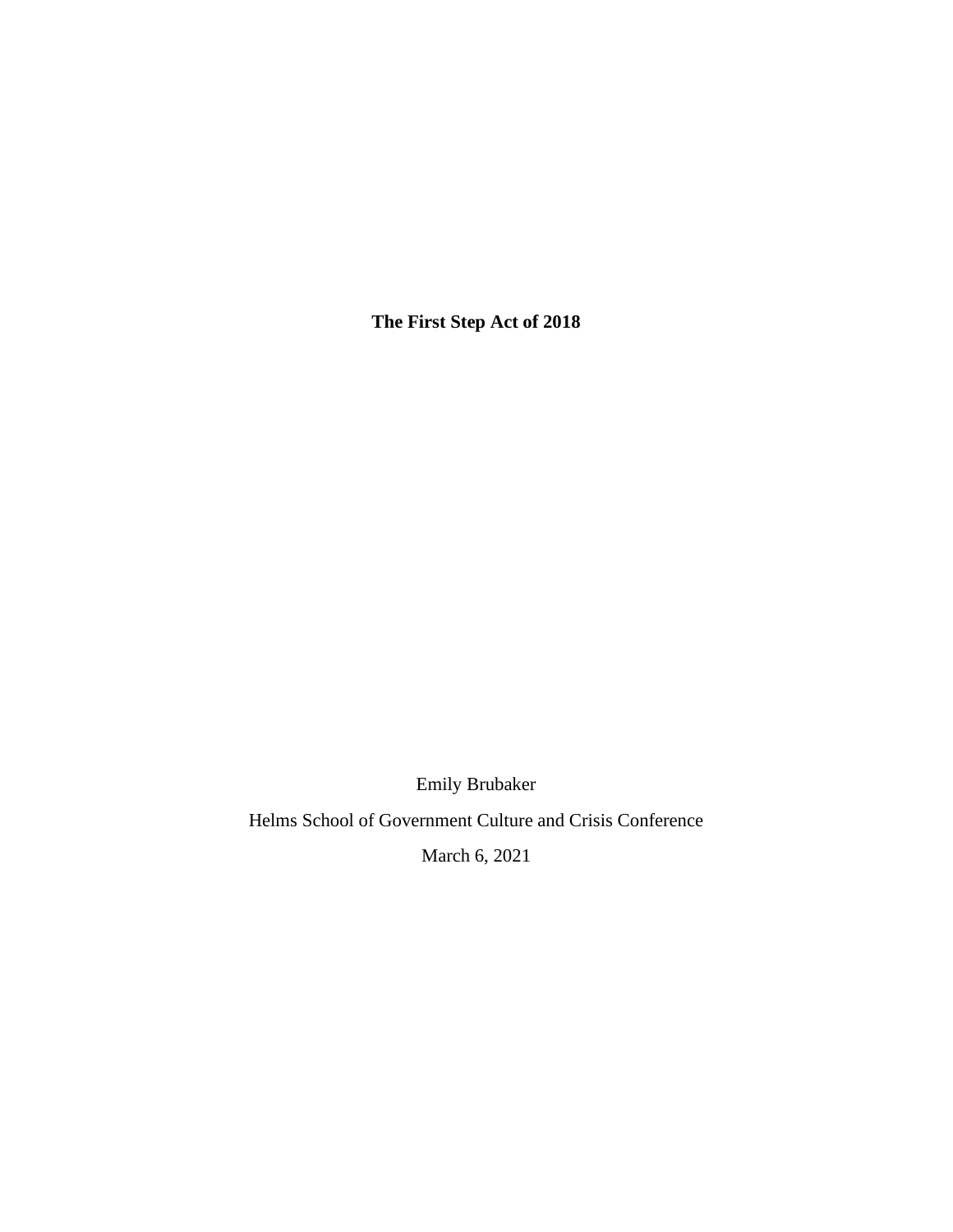**The First Step Act of 2018**

Emily Brubaker

Helms School of Government Culture and Crisis Conference

March 6, 2021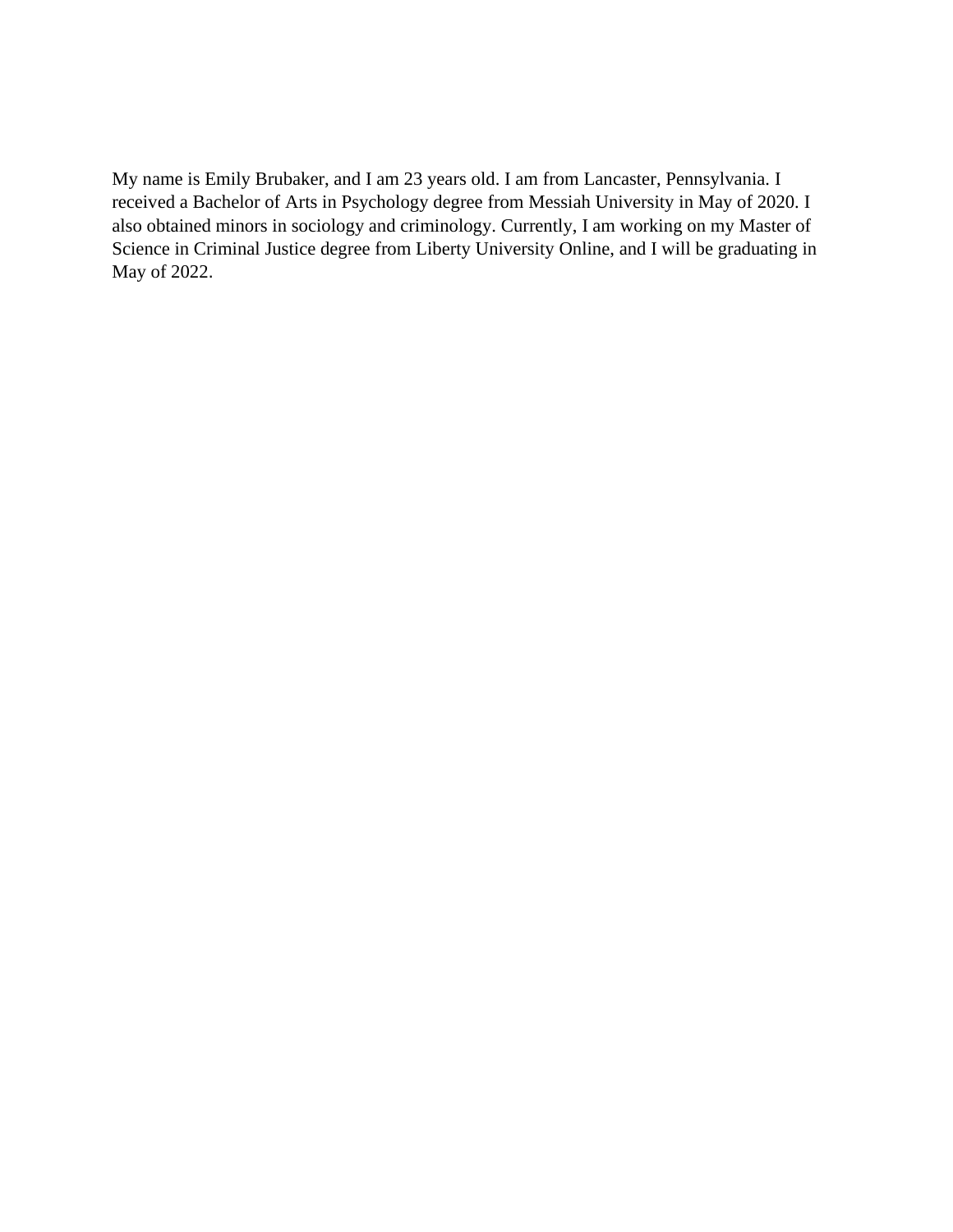My name is Emily Brubaker, and I am 23 years old. I am from Lancaster, Pennsylvania. I received a Bachelor of Arts in Psychology degree from Messiah University in May of 2020. I also obtained minors in sociology and criminology. Currently, I am working on my Master of Science in Criminal Justice degree from Liberty University Online, and I will be graduating in May of 2022.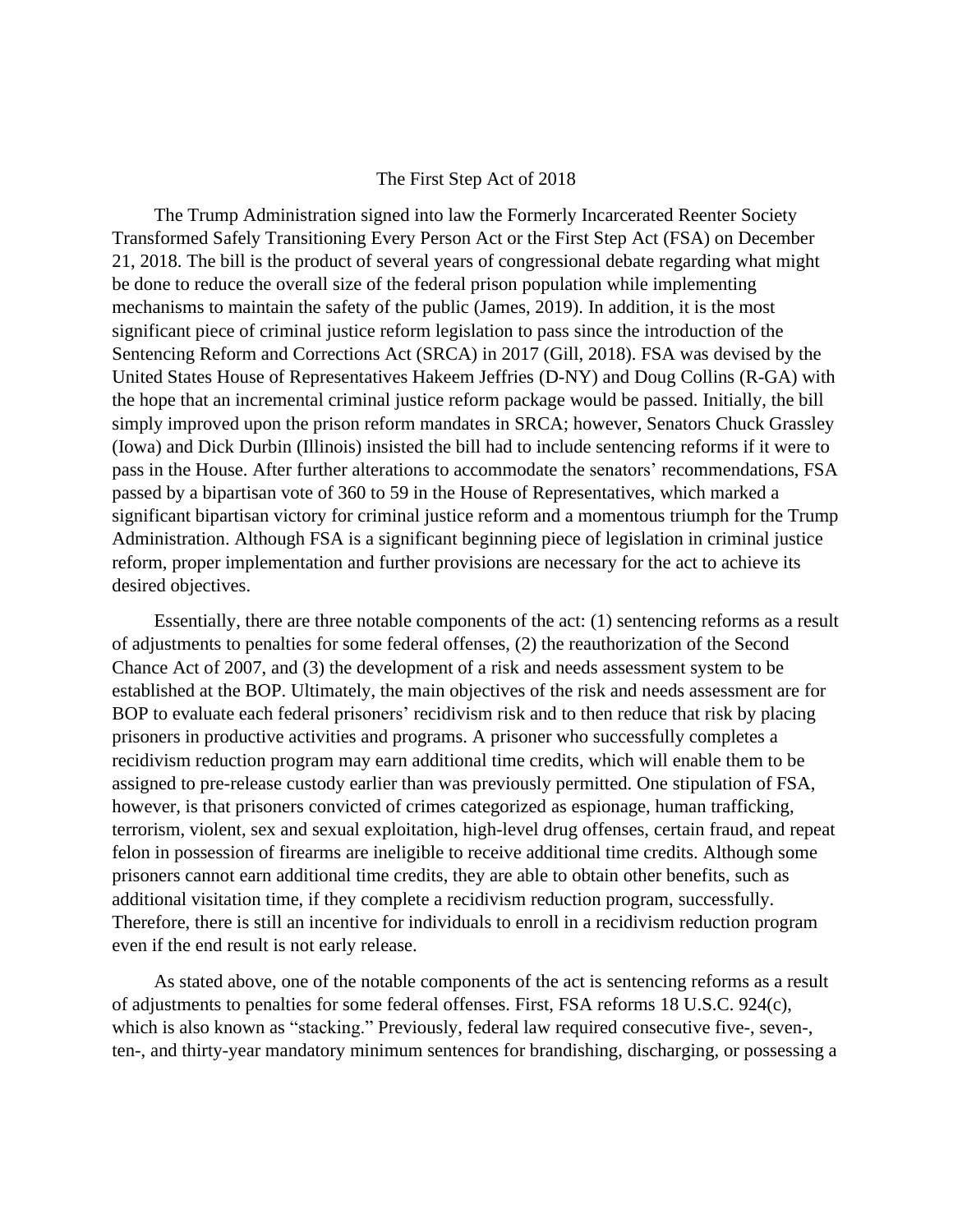# The First Step Act of 2018

The Trump Administration signed into law the Formerly Incarcerated Reenter Society Transformed Safely Transitioning Every Person Act or the First Step Act (FSA) on December 21, 2018. The bill is the product of several years of congressional debate regarding what might be done to reduce the overall size of the federal prison population while implementing mechanisms to maintain the safety of the public (James, 2019). In addition, it is the most significant piece of criminal justice reform legislation to pass since the introduction of the Sentencing Reform and Corrections Act (SRCA) in 2017 (Gill, 2018). FSA was devised by the United States House of Representatives Hakeem Jeffries (D-NY) and Doug Collins (R-GA) with the hope that an incremental criminal justice reform package would be passed. Initially, the bill simply improved upon the prison reform mandates in SRCA; however, Senators Chuck Grassley (Iowa) and Dick Durbin (Illinois) insisted the bill had to include sentencing reforms if it were to pass in the House. After further alterations to accommodate the senators' recommendations, FSA passed by a bipartisan vote of 360 to 59 in the House of Representatives, which marked a significant bipartisan victory for criminal justice reform and a momentous triumph for the Trump Administration. Although FSA is a significant beginning piece of legislation in criminal justice reform, proper implementation and further provisions are necessary for the act to achieve its desired objectives.

Essentially, there are three notable components of the act: (1) sentencing reforms as a result of adjustments to penalties for some federal offenses, (2) the reauthorization of the Second Chance Act of 2007, and (3) the development of a risk and needs assessment system to be established at the BOP. Ultimately, the main objectives of the risk and needs assessment are for BOP to evaluate each federal prisoners' recidivism risk and to then reduce that risk by placing prisoners in productive activities and programs. A prisoner who successfully completes a recidivism reduction program may earn additional time credits, which will enable them to be assigned to pre-release custody earlier than was previously permitted. One stipulation of FSA, however, is that prisoners convicted of crimes categorized as espionage, human trafficking, terrorism, violent, sex and sexual exploitation, high-level drug offenses, certain fraud, and repeat felon in possession of firearms are ineligible to receive additional time credits. Although some prisoners cannot earn additional time credits, they are able to obtain other benefits, such as additional visitation time, if they complete a recidivism reduction program, successfully. Therefore, there is still an incentive for individuals to enroll in a recidivism reduction program even if the end result is not early release.

As stated above, one of the notable components of the act is sentencing reforms as a result of adjustments to penalties for some federal offenses. First, FSA reforms 18 U.S.C. 924(c), which is also known as "stacking." Previously, federal law required consecutive five-, seven-, ten-, and thirty-year mandatory minimum sentences for brandishing, discharging, or possessing a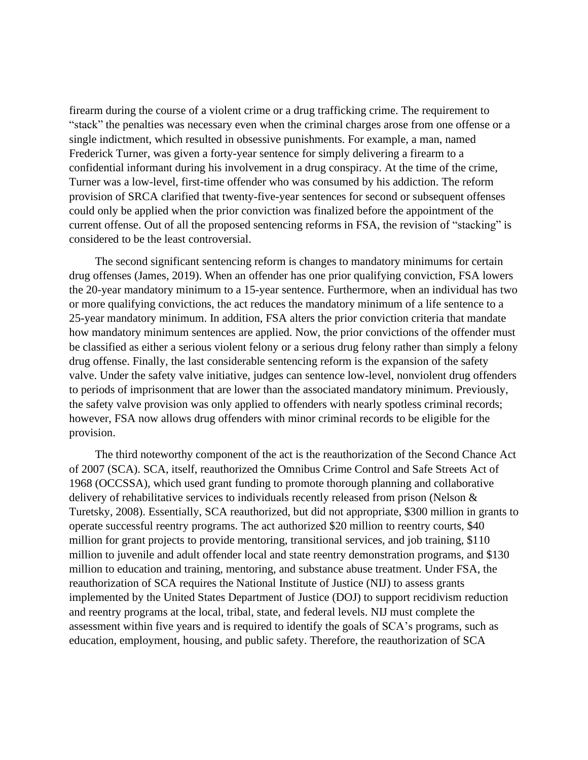firearm during the course of a violent crime or a drug trafficking crime. The requirement to "stack" the penalties was necessary even when the criminal charges arose from one offense or a single indictment, which resulted in obsessive punishments. For example, a man, named Frederick Turner, was given a forty-year sentence for simply delivering a firearm to a confidential informant during his involvement in a drug conspiracy. At the time of the crime, Turner was a low-level, first-time offender who was consumed by his addiction. The reform provision of SRCA clarified that twenty-five-year sentences for second or subsequent offenses could only be applied when the prior conviction was finalized before the appointment of the current offense. Out of all the proposed sentencing reforms in FSA, the revision of "stacking" is considered to be the least controversial.

The second significant sentencing reform is changes to mandatory minimums for certain drug offenses (James, 2019). When an offender has one prior qualifying conviction, FSA lowers the 20-year mandatory minimum to a 15-year sentence. Furthermore, when an individual has two or more qualifying convictions, the act reduces the mandatory minimum of a life sentence to a 25-year mandatory minimum. In addition, FSA alters the prior conviction criteria that mandate how mandatory minimum sentences are applied. Now, the prior convictions of the offender must be classified as either a serious violent felony or a serious drug felony rather than simply a felony drug offense. Finally, the last considerable sentencing reform is the expansion of the safety valve. Under the safety valve initiative, judges can sentence low-level, nonviolent drug offenders to periods of imprisonment that are lower than the associated mandatory minimum. Previously, the safety valve provision was only applied to offenders with nearly spotless criminal records; however, FSA now allows drug offenders with minor criminal records to be eligible for the provision.

The third noteworthy component of the act is the reauthorization of the Second Chance Act of 2007 (SCA). SCA, itself, reauthorized the Omnibus Crime Control and Safe Streets Act of 1968 (OCCSSA), which used grant funding to promote thorough planning and collaborative delivery of rehabilitative services to individuals recently released from prison (Nelson & Turetsky, 2008). Essentially, SCA reauthorized, but did not appropriate, $300 million in grants to operate successful reentry programs. The act authorized $20 million to reentry courts, $40 million for grant projects to provide mentoring, transitional services, and job training, $110 million to juvenile and adult offender local and state reentry demonstration programs, and $130 million to education and training, mentoring, and substance abuse treatment. Under FSA, the reauthorization of SCA requires the National Institute of Justice (NIJ) to assess grants implemented by the United States Department of Justice (DOJ) to support recidivism reduction and reentry programs at the local, tribal, state, and federal levels. NIJ must complete the assessment within five years and is required to identify the goals of SCA's programs, such as education, employment, housing, and public safety. Therefore, the reauthorization of SCA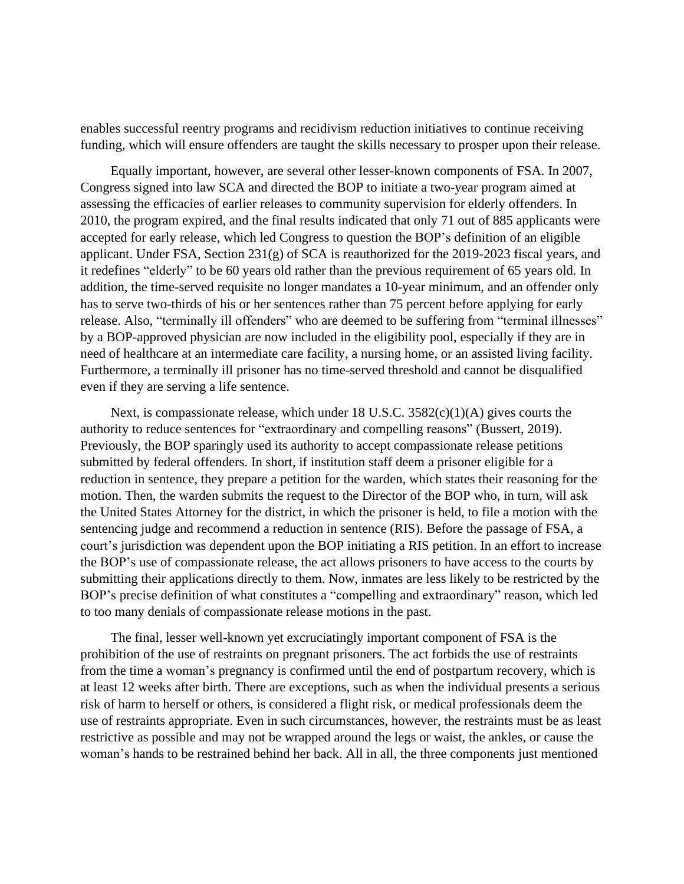enables successful reentry programs and recidivism reduction initiatives to continue receiving funding, which will ensure offenders are taught the skills necessary to prosper upon their release.

Equally important, however, are several other lesser-known components of FSA. In 2007, Congress signed into law SCA and directed the BOP to initiate a two-year program aimed at assessing the efficacies of earlier releases to community supervision for elderly offenders. In 2010, the program expired, and the final results indicated that only 71 out of 885 applicants were accepted for early release, which led Congress to question the BOP's definition of an eligible applicant. Under FSA, Section 231(g) of SCA is reauthorized for the 2019-2023 fiscal years, and it redefines "elderly" to be 60 years old rather than the previous requirement of 65 years old. In addition, the time-served requisite no longer mandates a 10-year minimum, and an offender only has to serve two-thirds of his or her sentences rather than 75 percent before applying for early release. Also, "terminally ill offenders" who are deemed to be suffering from "terminal illnesses" by a BOP-approved physician are now included in the eligibility pool, especially if they are in need of healthcare at an intermediate care facility, a nursing home, or an assisted living facility. Furthermore, a terminally ill prisoner has no time-served threshold and cannot be disqualified even if they are serving a life sentence.

Next, is compassionate release, which under 18 U.S.C. 3582(c)(1)(A) gives courts the authority to reduce sentences for "extraordinary and compelling reasons" (Bussert, 2019). Previously, the BOP sparingly used its authority to accept compassionate release petitions submitted by federal offenders. In short, if institution staff deem a prisoner eligible for a reduction in sentence, they prepare a petition for the warden, which states their reasoning for the motion. Then, the warden submits the request to the Director of the BOP who, in turn, will ask the United States Attorney for the district, in which the prisoner is held, to file a motion with the sentencing judge and recommend a reduction in sentence (RIS). Before the passage of FSA, a court's jurisdiction was dependent upon the BOP initiating a RIS petition. In an effort to increase the BOP's use of compassionate release, the act allows prisoners to have access to the courts by submitting their applications directly to them. Now, inmates are less likely to be restricted by the BOP's precise definition of what constitutes a "compelling and extraordinary" reason, which led to too many denials of compassionate release motions in the past.

The final, lesser well-known yet excruciatingly important component of FSA is the prohibition of the use of restraints on pregnant prisoners. The act forbids the use of restraints from the time a woman's pregnancy is confirmed until the end of postpartum recovery, which is at least 12 weeks after birth. There are exceptions, such as when the individual presents a serious risk of harm to herself or others, is considered a flight risk, or medical professionals deem the use of restraints appropriate. Even in such circumstances, however, the restraints must be as least restrictive as possible and may not be wrapped around the legs or waist, the ankles, or cause the woman's hands to be restrained behind her back. All in all, the three components just mentioned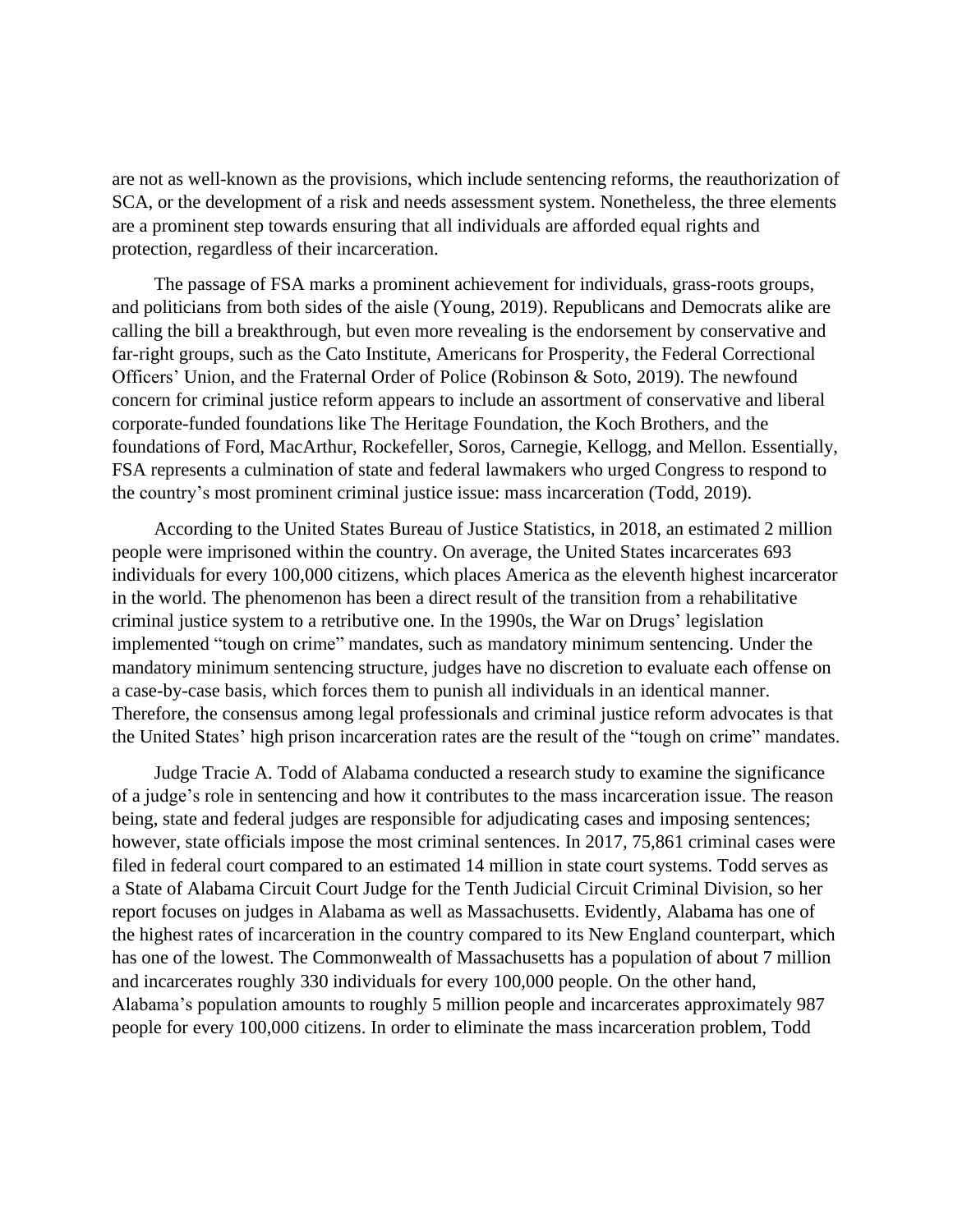are not as well-known as the provisions, which include sentencing reforms, the reauthorization of SCA, or the development of a risk and needs assessment system. Nonetheless, the three elements are a prominent step towards ensuring that all individuals are afforded equal rights and protection, regardless of their incarceration.

The passage of FSA marks a prominent achievement for individuals, grass-roots groups, and politicians from both sides of the aisle (Young, 2019). Republicans and Democrats alike are calling the bill a breakthrough, but even more revealing is the endorsement by conservative and far-right groups, such as the Cato Institute, Americans for Prosperity, the Federal Correctional Officers' Union, and the Fraternal Order of Police (Robinson & Soto, 2019). The newfound concern for criminal justice reform appears to include an assortment of conservative and liberal corporate-funded foundations like The Heritage Foundation, the Koch Brothers, and the foundations of Ford, MacArthur, Rockefeller, Soros, Carnegie, Kellogg, and Mellon. Essentially, FSA represents a culmination of state and federal lawmakers who urged Congress to respond to the country's most prominent criminal justice issue: mass incarceration (Todd, 2019).

According to the United States Bureau of Justice Statistics, in 2018, an estimated 2 million people were imprisoned within the country. On average, the United States incarcerates 693 individuals for every 100,000 citizens, which places America as the eleventh highest incarcerator in the world. The phenomenon has been a direct result of the transition from a rehabilitative criminal justice system to a retributive one. In the 1990s, the War on Drugs' legislation implemented "tough on crime" mandates, such as mandatory minimum sentencing. Under the mandatory minimum sentencing structure, judges have no discretion to evaluate each offense on a case-by-case basis, which forces them to punish all individuals in an identical manner. Therefore, the consensus among legal professionals and criminal justice reform advocates is that the United States' high prison incarceration rates are the result of the "tough on crime" mandates.

Judge Tracie A. Todd of Alabama conducted a research study to examine the significance of a judge's role in sentencing and how it contributes to the mass incarceration issue. The reason being, state and federal judges are responsible for adjudicating cases and imposing sentences; however, state officials impose the most criminal sentences. In 2017, 75,861 criminal cases were filed in federal court compared to an estimated 14 million in state court systems. Todd serves as a State of Alabama Circuit Court Judge for the Tenth Judicial Circuit Criminal Division, so her report focuses on judges in Alabama as well as Massachusetts. Evidently, Alabama has one of the highest rates of incarceration in the country compared to its New England counterpart, which has one of the lowest. The Commonwealth of Massachusetts has a population of about 7 million and incarcerates roughly 330 individuals for every 100,000 people. On the other hand, Alabama's population amounts to roughly 5 million people and incarcerates approximately 987 people for every 100,000 citizens. In order to eliminate the mass incarceration problem, Todd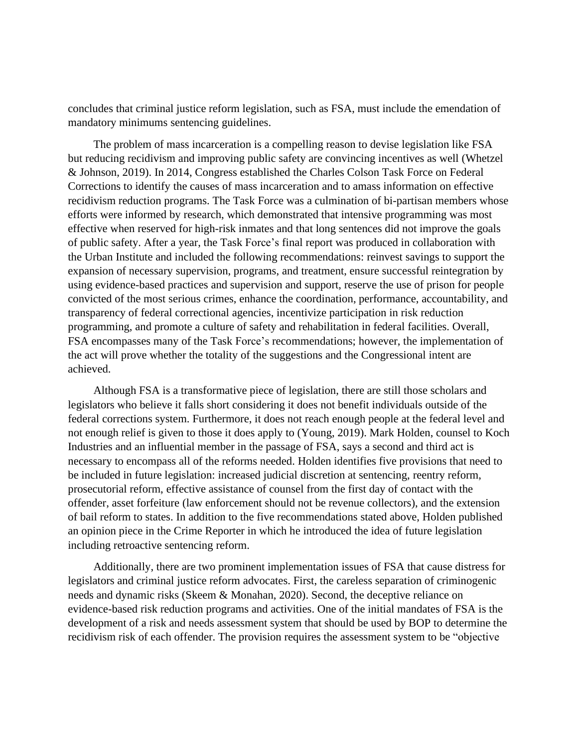concludes that criminal justice reform legislation, such as FSA, must include the emendation of mandatory minimums sentencing guidelines.

The problem of mass incarceration is a compelling reason to devise legislation like FSA but reducing recidivism and improving public safety are convincing incentives as well (Whetzel & Johnson, 2019). In 2014, Congress established the Charles Colson Task Force on Federal Corrections to identify the causes of mass incarceration and to amass information on effective recidivism reduction programs. The Task Force was a culmination of bi-partisan members whose efforts were informed by research, which demonstrated that intensive programming was most effective when reserved for high-risk inmates and that long sentences did not improve the goals of public safety. After a year, the Task Force's final report was produced in collaboration with the Urban Institute and included the following recommendations: reinvest savings to support the expansion of necessary supervision, programs, and treatment, ensure successful reintegration by using evidence-based practices and supervision and support, reserve the use of prison for people convicted of the most serious crimes, enhance the coordination, performance, accountability, and transparency of federal correctional agencies, incentivize participation in risk reduction programming, and promote a culture of safety and rehabilitation in federal facilities. Overall, FSA encompasses many of the Task Force's recommendations; however, the implementation of the act will prove whether the totality of the suggestions and the Congressional intent are achieved.

Although FSA is a transformative piece of legislation, there are still those scholars and legislators who believe it falls short considering it does not benefit individuals outside of the federal corrections system. Furthermore, it does not reach enough people at the federal level and not enough relief is given to those it does apply to (Young, 2019). Mark Holden, counsel to Koch Industries and an influential member in the passage of FSA, says a second and third act is necessary to encompass all of the reforms needed. Holden identifies five provisions that need to be included in future legislation: increased judicial discretion at sentencing, reentry reform, prosecutorial reform, effective assistance of counsel from the first day of contact with the offender, asset forfeiture (law enforcement should not be revenue collectors), and the extension of bail reform to states. In addition to the five recommendations stated above, Holden published an opinion piece in the Crime Reporter in which he introduced the idea of future legislation including retroactive sentencing reform.

Additionally, there are two prominent implementation issues of FSA that cause distress for legislators and criminal justice reform advocates. First, the careless separation of criminogenic needs and dynamic risks (Skeem & Monahan, 2020). Second, the deceptive reliance on evidence-based risk reduction programs and activities. One of the initial mandates of FSA is the development of a risk and needs assessment system that should be used by BOP to determine the recidivism risk of each offender. The provision requires the assessment system to be "objective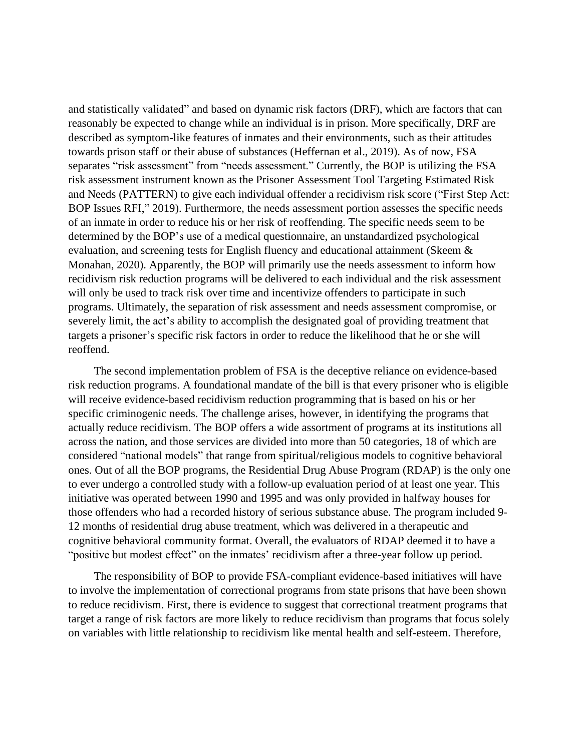and statistically validated" and based on dynamic risk factors (DRF), which are factors that can reasonably be expected to change while an individual is in prison. More specifically, DRF are described as symptom-like features of inmates and their environments, such as their attitudes towards prison staff or their abuse of substances (Heffernan et al., 2019). As of now, FSA separates "risk assessment" from "needs assessment." Currently, the BOP is utilizing the FSA risk assessment instrument known as the Prisoner Assessment Tool Targeting Estimated Risk and Needs (PATTERN) to give each individual offender a recidivism risk score ("First Step Act: BOP Issues RFI," 2019). Furthermore, the needs assessment portion assesses the specific needs of an inmate in order to reduce his or her risk of reoffending. The specific needs seem to be determined by the BOP's use of a medical questionnaire, an unstandardized psychological evaluation, and screening tests for English fluency and educational attainment (Skeem & Monahan, 2020). Apparently, the BOP will primarily use the needs assessment to inform how recidivism risk reduction programs will be delivered to each individual and the risk assessment will only be used to track risk over time and incentivize offenders to participate in such programs. Ultimately, the separation of risk assessment and needs assessment compromise, or severely limit, the act's ability to accomplish the designated goal of providing treatment that targets a prisoner's specific risk factors in order to reduce the likelihood that he or she will reoffend.

The second implementation problem of FSA is the deceptive reliance on evidence-based risk reduction programs. A foundational mandate of the bill is that every prisoner who is eligible will receive evidence-based recidivism reduction programming that is based on his or her specific criminogenic needs. The challenge arises, however, in identifying the programs that actually reduce recidivism. The BOP offers a wide assortment of programs at its institutions all across the nation, and those services are divided into more than 50 categories, 18 of which are considered "national models" that range from spiritual/religious models to cognitive behavioral ones. Out of all the BOP programs, the Residential Drug Abuse Program (RDAP) is the only one to ever undergo a controlled study with a follow-up evaluation period of at least one year. This initiative was operated between 1990 and 1995 and was only provided in halfway houses for those offenders who had a recorded history of serious substance abuse. The program included 9-12 months of residential drug abuse treatment, which was delivered in a therapeutic and cognitive behavioral community format. Overall, the evaluators of RDAP deemed it to have a "positive but modest effect" on the inmates' recidivism after a three-year follow up period.

The responsibility of BOP to provide FSA-compliant evidence-based initiatives will have to involve the implementation of correctional programs from state prisons that have been shown to reduce recidivism. First, there is evidence to suggest that correctional treatment programs that target a range of risk factors are more likely to reduce recidivism than programs that focus solely on variables with little relationship to recidivism like mental health and self-esteem. Therefore,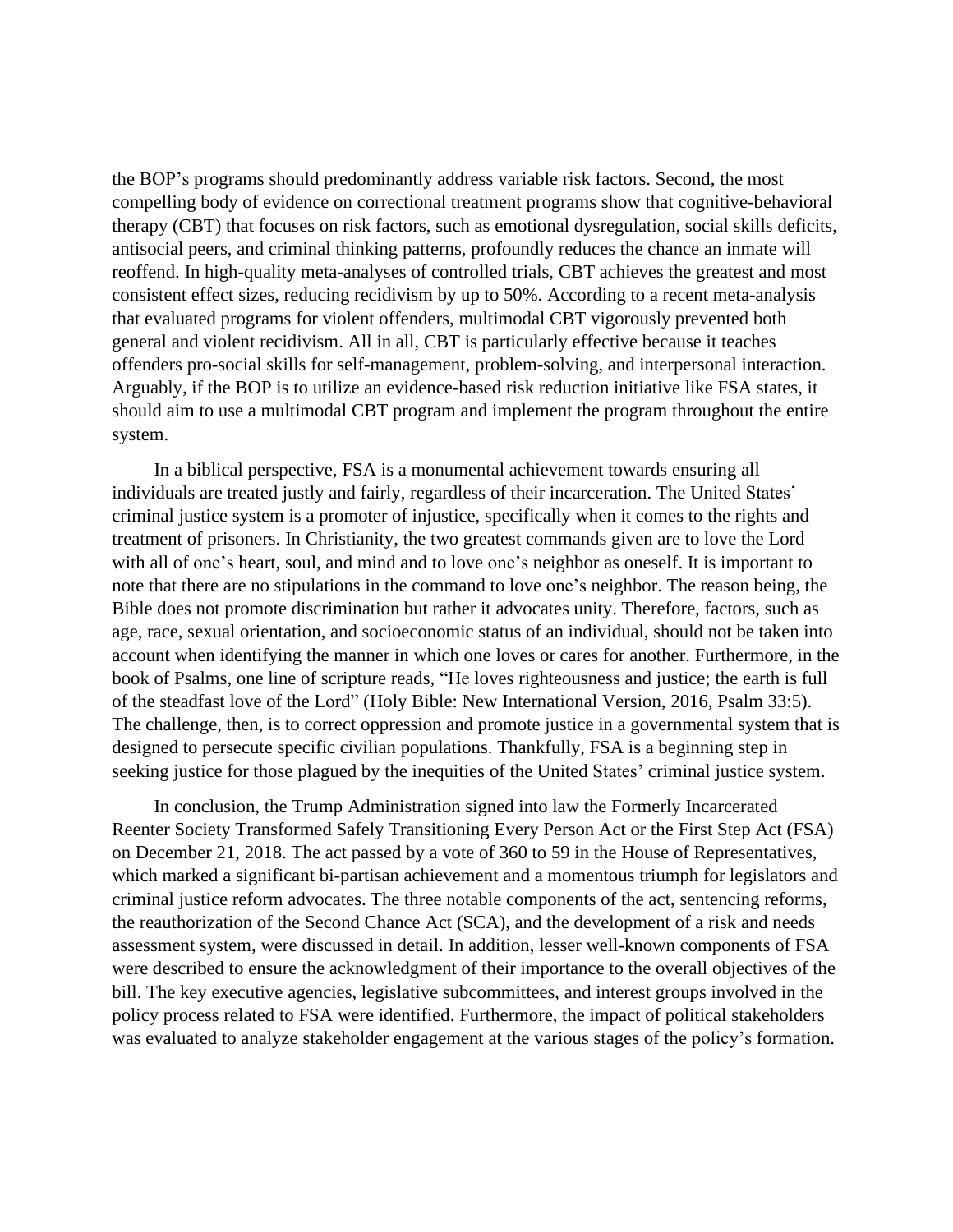the BOP's programs should predominantly address variable risk factors. Second, the most compelling body of evidence on correctional treatment programs show that cognitive-behavioral therapy (CBT) that focuses on risk factors, such as emotional dysregulation, social skills deficits, antisocial peers, and criminal thinking patterns, profoundly reduces the chance an inmate will reoffend. In high-quality meta-analyses of controlled trials, CBT achieves the greatest and most consistent effect sizes, reducing recidivism by up to 50%. According to a recent meta-analysis that evaluated programs for violent offenders, multimodal CBT vigorously prevented both general and violent recidivism. All in all, CBT is particularly effective because it teaches offenders pro-social skills for self-management, problem-solving, and interpersonal interaction. Arguably, if the BOP is to utilize an evidence-based risk reduction initiative like FSA states, it should aim to use a multimodal CBT program and implement the program throughout the entire system.

In a biblical perspective, FSA is a monumental achievement towards ensuring all individuals are treated justly and fairly, regardless of their incarceration. The United States' criminal justice system is a promoter of injustice, specifically when it comes to the rights and treatment of prisoners. In Christianity, the two greatest commands given are to love the Lord with all of one's heart, soul, and mind and to love one's neighbor as oneself. It is important to note that there are no stipulations in the command to love one's neighbor. The reason being, the Bible does not promote discrimination but rather it advocates unity. Therefore, factors, such as age, race, sexual orientation, and socioeconomic status of an individual, should not be taken into account when identifying the manner in which one loves or cares for another. Furthermore, in the book of Psalms, one line of scripture reads, "He loves righteousness and justice; the earth is full of the steadfast love of the Lord" (Holy Bible: New International Version, 2016, Psalm 33:5). The challenge, then, is to correct oppression and promote justice in a governmental system that is designed to persecute specific civilian populations. Thankfully, FSA is a beginning step in seeking justice for those plagued by the inequities of the United States' criminal justice system.

In conclusion, the Trump Administration signed into law the Formerly Incarcerated Reenter Society Transformed Safely Transitioning Every Person Act or the First Step Act (FSA) on December 21, 2018. The act passed by a vote of 360 to 59 in the House of Representatives, which marked a significant bi-partisan achievement and a momentous triumph for legislators and criminal justice reform advocates. The three notable components of the act, sentencing reforms, the reauthorization of the Second Chance Act (SCA), and the development of a risk and needs assessment system, were discussed in detail. In addition, lesser well-known components of FSA were described to ensure the acknowledgment of their importance to the overall objectives of the bill. The key executive agencies, legislative subcommittees, and interest groups involved in the policy process related to FSA were identified. Furthermore, the impact of political stakeholders was evaluated to analyze stakeholder engagement at the various stages of the policy's formation.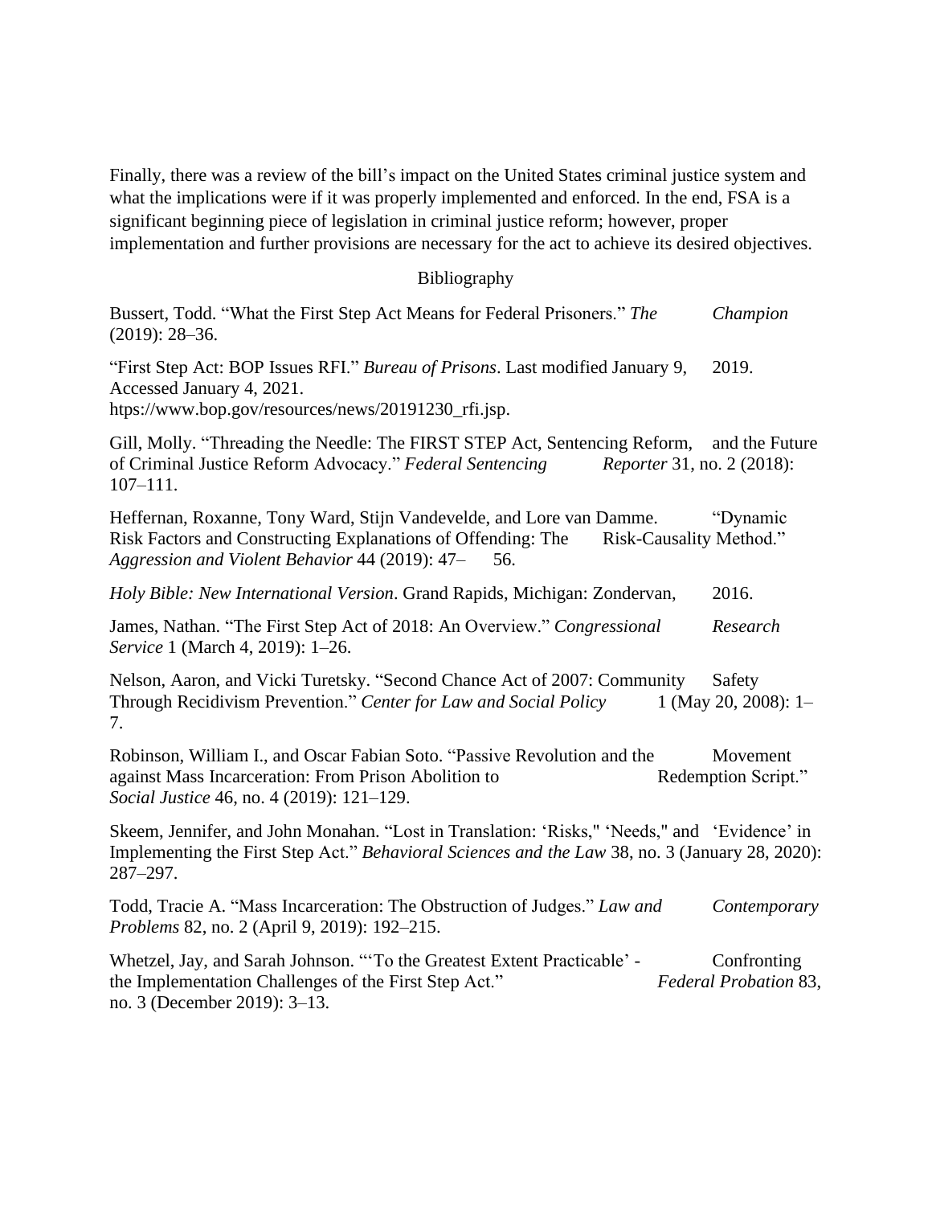Finally, there was a review of the bill's impact on the United States criminal justice system and what the implications were if it was properly implemented and enforced. In the end, FSA is a significant beginning piece of legislation in criminal justice reform; however, proper implementation and further provisions are necessary for the act to achieve its desired objectives.

## Bibliography

Bussert, Todd. "What the First Step Act Means for Federal Prisoners." *The Champion* (2019): 28–36.

"First Step Act: BOP Issues RFI." *Bureau of Prisons*. Last modified January 9, 2019. Accessed January 4, 2021. htps://www.bop.gov/resources/news/20191230_rfi.jsp.

Gill, Molly. "Threading the Needle: The FIRST STEP Act, Sentencing Reform, and the Future of Criminal Justice Reform Advocacy." *Federal Sentencing Reporter* 31, no. 2 (2018): 107–111.

Heffernan, Roxanne, Tony Ward, Stijn Vandevelde, and Lore van Damme. "Dynamic Risk Factors and Constructing Explanations of Offending: The Risk-Causality Method." *Aggression and Violent Behavior* 44 (2019): 47– 56.

*Holy Bible: New International Version*. Grand Rapids, Michigan: Zondervan, 2016.

James, Nathan. "The First Step Act of 2018: An Overview." *Congressional Research Service* 1 (March 4, 2019): 1–26.

Nelson, Aaron, and Vicki Turetsky. "Second Chance Act of 2007: Community Safety Through Recidivism Prevention." *Center for Law and Social Policy* 1 (May 20, 2008): 1–7.

Robinson, William I., and Oscar Fabian Soto. "Passive Revolution and the Movement against Mass Incarceration: From Prison Abolition to Redemption Script." *Social Justice* 46, no. 4 (2019): 121–129.

Skeem, Jennifer, and John Monahan. "Lost in Translation: 'Risks," 'Needs," and 'Evidence' in Implementing the First Step Act." *Behavioral Sciences and the Law* 38, no. 3 (January 28, 2020): 287–297.

Todd, Tracie A. "Mass Incarceration: The Obstruction of Judges." *Law and Contemporary Problems* 82, no. 2 (April 9, 2019): 192–215.

Whetzel, Jay, and Sarah Johnson. "'To the Greatest Extent Practicable' - Confronting the Implementation Challenges of the First Step Act." *Federal Probation* 83, no. 3 (December 2019): 3–13.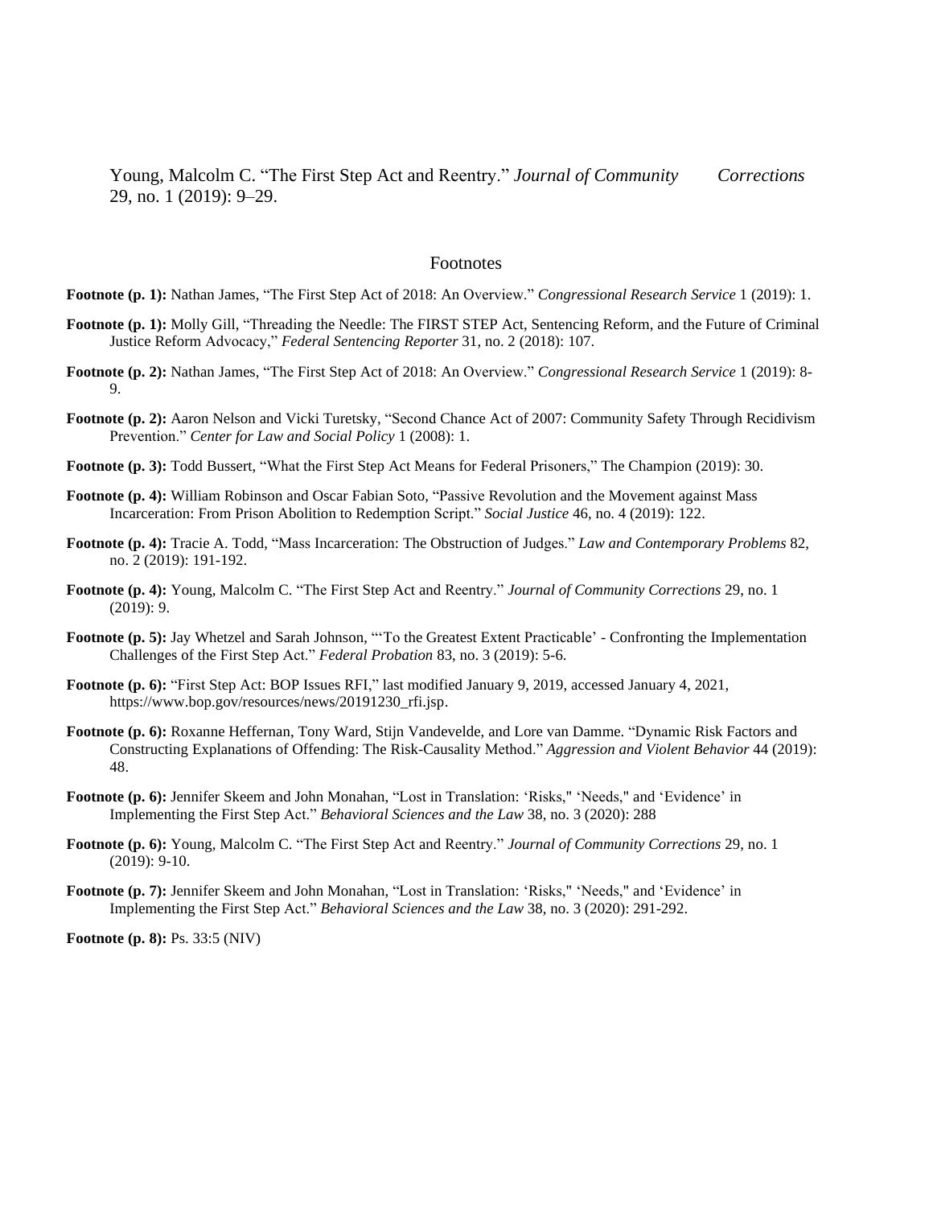Young, Malcolm C. "The First Step Act and Reentry." *Journal of Community Corrections* 29, no. 1 (2019): 9–29.

## Footnotes

**Footnote (p. 1):** Nathan James, "The First Step Act of 2018: An Overview." *Congressional Research Service* 1 (2019): 1.

**Footnote (p. 1):** Molly Gill, "Threading the Needle: The FIRST STEP Act, Sentencing Reform, and the Future of Criminal Justice Reform Advocacy," *Federal Sentencing Reporter* 31, no. 2 (2018): 107.

**Footnote (p. 2):** Nathan James, "The First Step Act of 2018: An Overview." *Congressional Research Service* 1 (2019): 8-9.

**Footnote (p. 2):** Aaron Nelson and Vicki Turetsky, "Second Chance Act of 2007: Community Safety Through Recidivism Prevention." *Center for Law and Social Policy* 1 (2008): 1.

**Footnote (p. 3):** Todd Bussert, "What the First Step Act Means for Federal Prisoners," The Champion (2019): 30.

**Footnote (p. 4):** William Robinson and Oscar Fabian Soto, "Passive Revolution and the Movement against Mass Incarceration: From Prison Abolition to Redemption Script." *Social Justice* 46, no. 4 (2019): 122.

**Footnote (p. 4):** Tracie A. Todd, "Mass Incarceration: The Obstruction of Judges." *Law and Contemporary Problems* 82, no. 2 (2019): 191-192.

**Footnote (p. 4):** Young, Malcolm C. "The First Step Act and Reentry." *Journal of Community Corrections* 29, no. 1 (2019): 9.

**Footnote (p. 5):** Jay Whetzel and Sarah Johnson, "'To the Greatest Extent Practicable' - Confronting the Implementation Challenges of the First Step Act." *Federal Probation* 83, no. 3 (2019): 5-6.

**Footnote (p. 6):** "First Step Act: BOP Issues RFI," last modified January 9, 2019, accessed January 4, 2021, https://www.bop.gov/resources/news/20191230_rfi.jsp.

**Footnote (p. 6):** Roxanne Heffernan, Tony Ward, Stijn Vandevelde, and Lore van Damme. "Dynamic Risk Factors and Constructing Explanations of Offending: The Risk-Causality Method." *Aggression and Violent Behavior* 44 (2019): 48.

**Footnote (p. 6):** Jennifer Skeem and John Monahan, "Lost in Translation: 'Risks," 'Needs," and 'Evidence' in Implementing the First Step Act." *Behavioral Sciences and the Law* 38, no. 3 (2020): 288

**Footnote (p. 6):** Young, Malcolm C. "The First Step Act and Reentry." *Journal of Community Corrections* 29, no. 1 (2019): 9-10.

**Footnote (p. 7):** Jennifer Skeem and John Monahan, "Lost in Translation: 'Risks," 'Needs," and 'Evidence' in Implementing the First Step Act." *Behavioral Sciences and the Law* 38, no. 3 (2020): 291-292.

**Footnote (p. 8):** Ps. 33:5 (NIV)